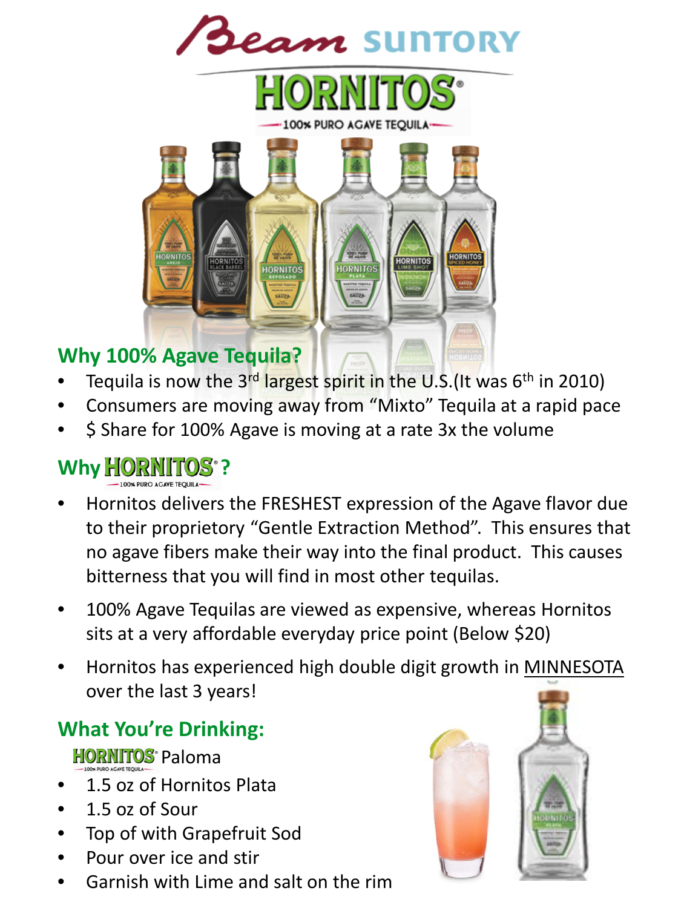Beam SUNTORY

# HORNITOS®

100% PURO AGAVE TEQUILA

## Why 100% Agave Tequila?

- Tequila is now the 3rd largest spirit in the U.S.(It was 6th in 2010)
- Consumers are moving away from "Mixto" Tequila at a rapid pace
- $ Share for 100% Agave is moving at a rate 3x the volume

## Why HORNITOS® ?

100% PURO AGAVE TEQUILA

- Hornitos delivers the FRESHEST expression of the Agave flavor due to their proprietory "Gentle Extraction Method". This ensures that no agave fibers make their way into the final product. This causes bitterness that you will find in most other tequilas.
- 100% Agave Tequilas are viewed as expensive, whereas Hornitos sits at a very affordable everyday price point (Below $20)
- Hornitos has experienced high double digit growth in <u>MINNESOTA</u> over the last 3 years!

## What You're Drinking:

HORNITOS® Paloma

- 1.5 oz of Hornitos Plata
- 1.5 oz of Sour
- Top of with Grapefruit Sod
- Pour over ice and stir
- Garnish with Lime and salt on the rim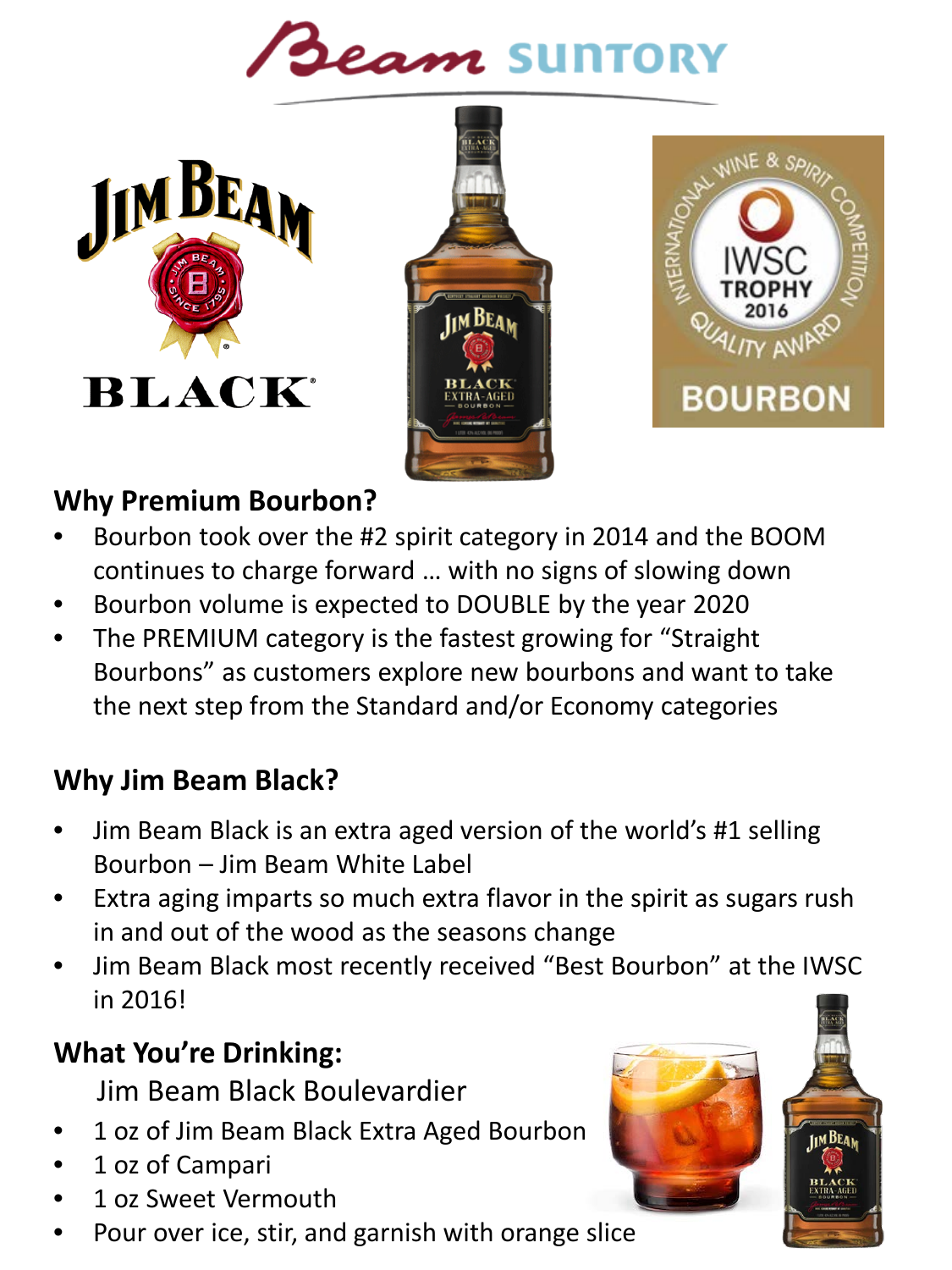## Why Premium Bourbon?

- Bourbon took over the #2 spirit category in 2014 and the BOOM continues to charge forward … with no signs of slowing down
- Bourbon volume is expected to DOUBLE by the year 2020
- The PREMIUM category is the fastest growing for "Straight Bourbons" as customers explore new bourbons and want to take the next step from the Standard and/or Economy categories

## Why Jim Beam Black?

- Jim Beam Black is an extra aged version of the world's #1 selling Bourbon – Jim Beam White Label
- Extra aging imparts so much extra flavor in the spirit as sugars rush in and out of the wood as the seasons change
- Jim Beam Black most recently received "Best Bourbon" at the IWSC in 2016!

## What You're Drinking:

Jim Beam Black Boulevardier

- 1 oz of Jim Beam Black Extra Aged Bourbon
- 1 oz of Campari
- 1 oz Sweet Vermouth
- Pour over ice, stir, and garnish with orange slice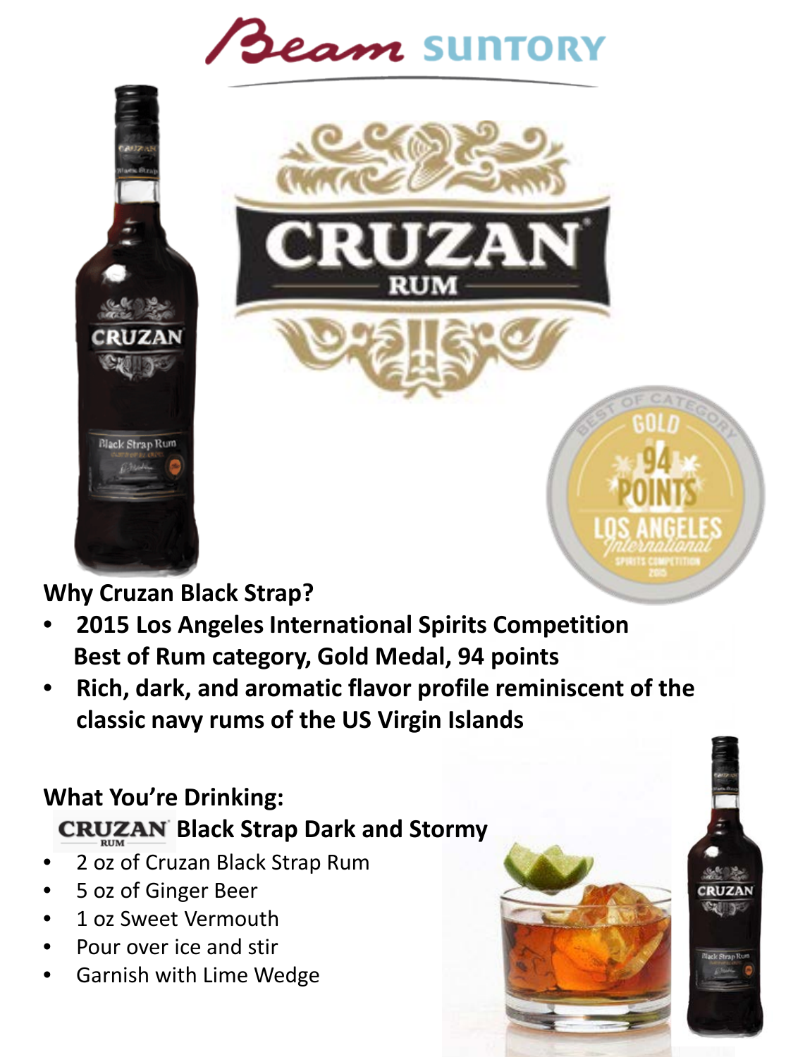Beam SUNTORY

CRUZAN RUM

BEST OF CATEGORY GOLD 94 POINTS LOS ANGELES International SPIRITS COMPETITION 2015

**Why Cruzan Black Strap?**

- **2015 Los Angeles International Spirits Competition Best of Rum category, Gold Medal, 94 points**
- **Rich, dark, and aromatic flavor profile reminiscent of the classic navy rums of the US Virgin Islands**

**What You're Drinking:**

**CRUZAN RUM Black Strap Dark and Stormy**

- 2 oz of Cruzan Black Strap Rum
- 5 oz of Ginger Beer
- 1 oz Sweet Vermouth
- Pour over ice and stir
- Garnish with Lime Wedge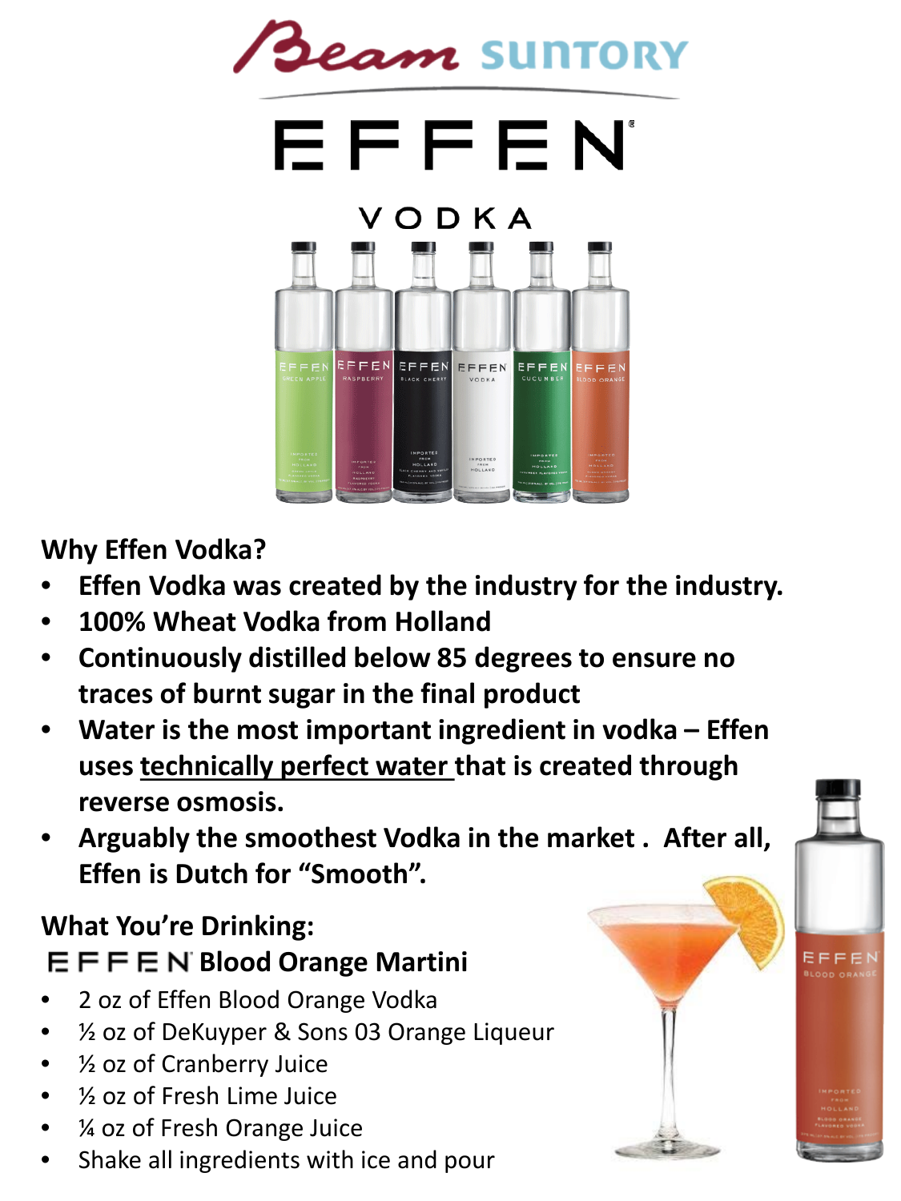Beam SUNTORY

# EFFEN

VODKA

**Why Effen Vodka?**

- **Effen Vodka was created by the industry for the industry.**
- **100% Wheat Vodka from Holland**
- **Continuously distilled below 85 degrees to ensure no traces of burnt sugar in the final product**
- **Water is the most important ingredient in vodka – Effen uses technically perfect water that is created through reverse osmosis.**
- **Arguably the smoothest Vodka in the market . After all, Effen is Dutch for "Smooth".**

**What You're Drinking:**

**EFFEN Blood Orange Martini**

- 2 oz of Effen Blood Orange Vodka
- ½ oz of DeKuyper & Sons 03 Orange Liqueur
- ½ oz of Cranberry Juice
- ½ oz of Fresh Lime Juice
- ¼ oz of Fresh Orange Juice
- Shake all ingredients with ice and pour